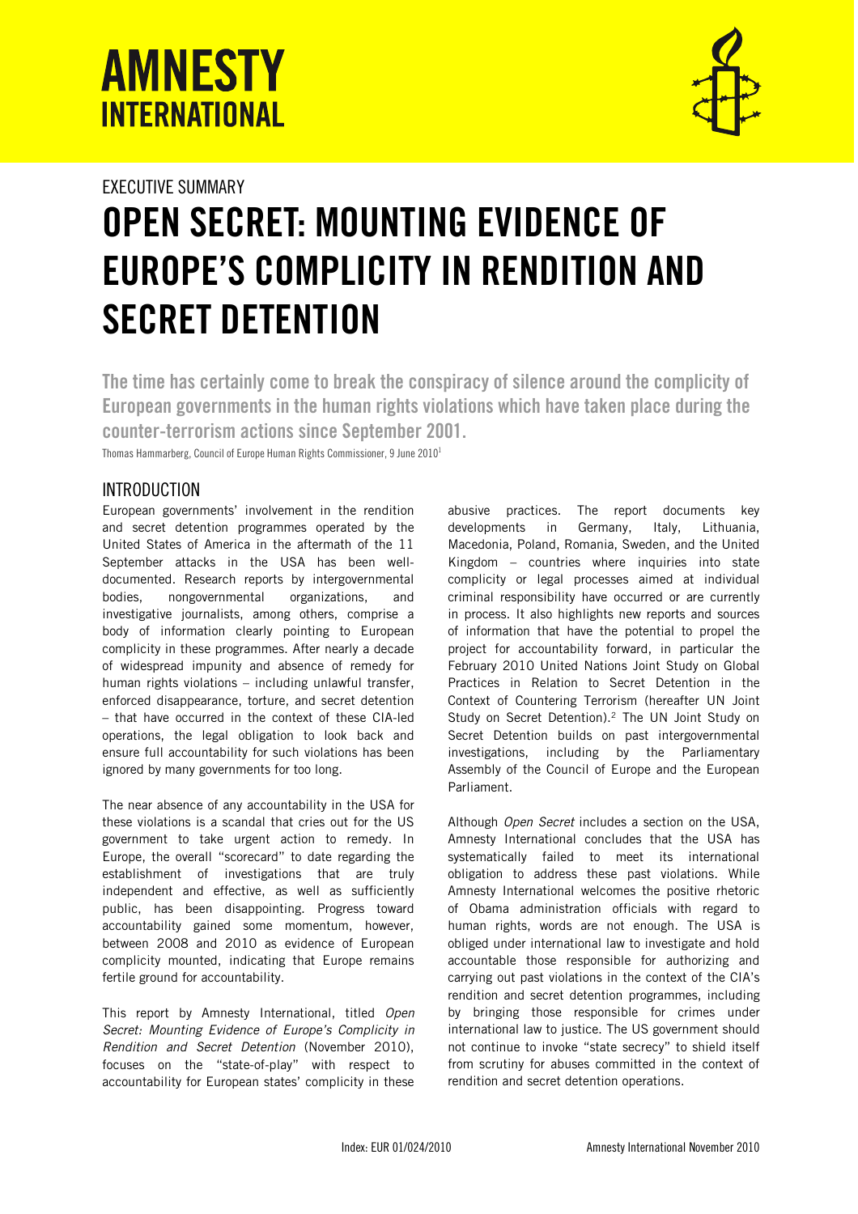# AMNESTY INTERNATIONAL

EXECUTIVE SUMMARY

# OPEN SECRET: MOUNTING EVIDENCE OF EUROPE'S COMPLICITY IN RENDITION AND SECRET DETENTION

**The time has certainly come to break the conspiracy of silence around the complicity of European governments in the human rights violations which have taken place during the counter-terrorism actions since September 2001.**

Thomas Hammarberg, Council of Europe Human Rights Commissioner, 9 June 2010[1]

## INTRODUCTION

European governments' involvement in the rendition and secret detention programmes operated by the United States of America in the aftermath of the 11 September attacks in the USA has been well-documented. Research reports by intergovernmental bodies, nongovernmental organizations, and investigative journalists, among others, comprise a body of information clearly pointing to European complicity in these programmes. After nearly a decade of widespread impunity and absence of remedy for human rights violations – including unlawful transfer, enforced disappearance, torture, and secret detention – that have occurred in the context of these CIA-led operations, the legal obligation to look back and ensure full accountability for such violations has been ignored by many governments for too long.

The near absence of any accountability in the USA for these violations is a scandal that cries out for the US government to take urgent action to remedy. In Europe, the overall "scorecard" to date regarding the establishment of investigations that are truly independent and effective, as well as sufficiently public, has been disappointing. Progress toward accountability gained some momentum, however, between 2008 and 2010 as evidence of European complicity mounted, indicating that Europe remains fertile ground for accountability.

This report by Amnesty International, titled *Open Secret: Mounting Evidence of Europe's Complicity in Rendition and Secret Detention* (November 2010), focuses on the "state-of-play" with respect to accountability for European states' complicity in these abusive practices. The report documents key developments in Germany, Italy, Lithuania, Macedonia, Poland, Romania, Sweden, and the United Kingdom – countries where inquiries into state complicity or legal processes aimed at individual criminal responsibility have occurred or are currently in process. It also highlights new reports and sources of information that have the potential to propel the project for accountability forward, in particular the February 2010 United Nations Joint Study on Global Practices in Relation to Secret Detention in the Context of Countering Terrorism (hereafter UN Joint Study on Secret Detention).[2] The UN Joint Study on Secret Detention builds on past intergovernmental investigations, including by the Parliamentary Assembly of the Council of Europe and the European Parliament.

Although *Open Secret* includes a section on the USA, Amnesty International concludes that the USA has systematically failed to meet its international obligation to address these past violations. While Amnesty International welcomes the positive rhetoric of Obama administration officials with regard to human rights, words are not enough. The USA is obliged under international law to investigate and hold accountable those responsible for authorizing and carrying out past violations in the context of the CIA's rendition and secret detention programmes, including by bringing those responsible for crimes under international law to justice. The US government should not continue to invoke "state secrecy" to shield itself from scrutiny for abuses committed in the context of rendition and secret detention operations.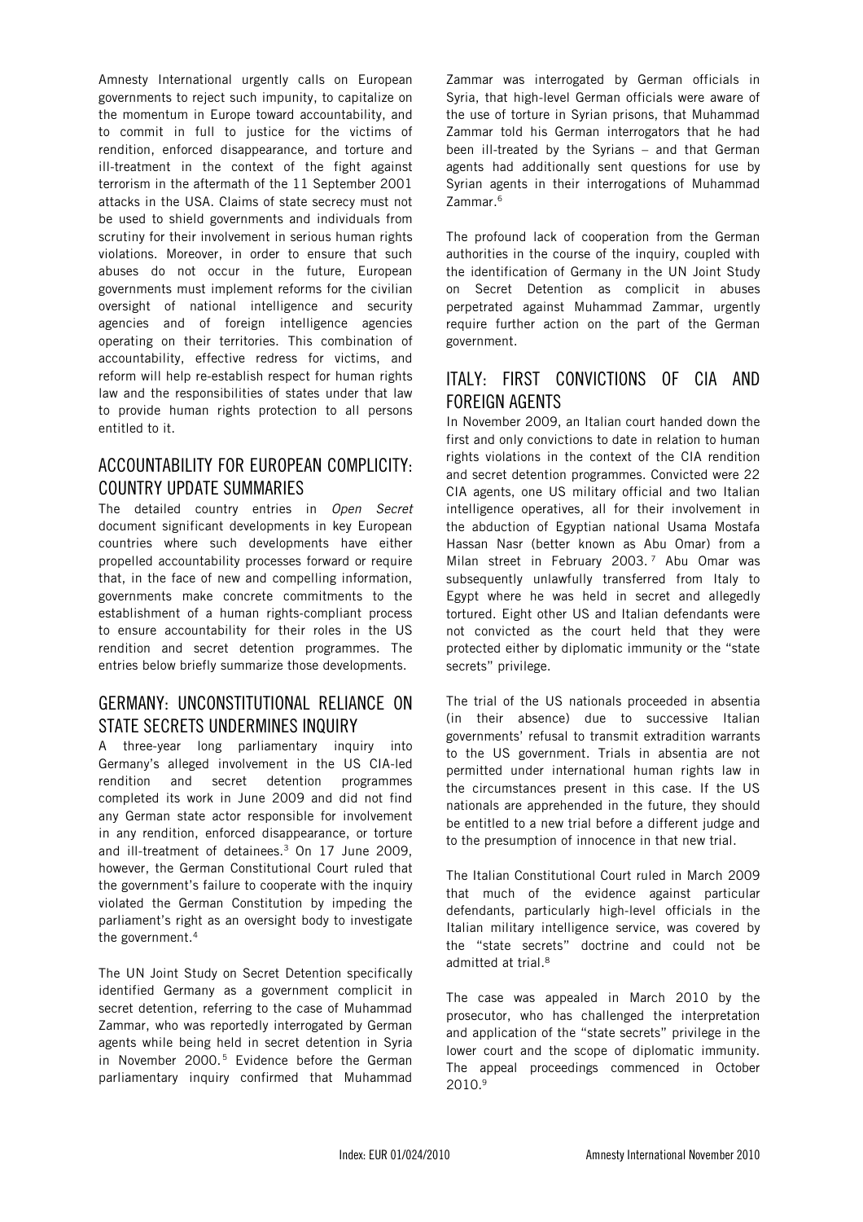Amnesty International urgently calls on European governments to reject such impunity, to capitalize on the momentum in Europe toward accountability, and to commit in full to justice for the victims of rendition, enforced disappearance, and torture and ill-treatment in the context of the fight against terrorism in the aftermath of the 11 September 2001 attacks in the USA. Claims of state secrecy must not be used to shield governments and individuals from scrutiny for their involvement in serious human rights violations. Moreover, in order to ensure that such abuses do not occur in the future, European governments must implement reforms for the civilian oversight of national intelligence and security agencies and of foreign intelligence agencies operating on their territories. This combination of accountability, effective redress for victims, and reform will help re-establish respect for human rights law and the responsibilities of states under that law to provide human rights protection to all persons entitled to it.

## ACCOUNTABILITY FOR EUROPEAN COMPLICITY: COUNTRY UPDATE SUMMARIES

The detailed country entries in *Open Secret* document significant developments in key European countries where such developments have either propelled accountability processes forward or require that, in the face of new and compelling information, governments make concrete commitments to the establishment of a human rights-compliant process to ensure accountability for their roles in the US rendition and secret detention programmes. The entries below briefly summarize those developments.

## GERMANY: UNCONSTITUTIONAL RELIANCE ON STATE SECRETS UNDERMINES INQUIRY

A three-year long parliamentary inquiry into Germany's alleged involvement in the US CIA-led rendition and secret detention programmes completed its work in June 2009 and did not find any German state actor responsible for involvement in any rendition, enforced disappearance, or torture and ill-treatment of detainees.[3] On 17 June 2009, however, the German Constitutional Court ruled that the government's failure to cooperate with the inquiry violated the German Constitution by impeding the parliament's right as an oversight body to investigate the government.[4]

The UN Joint Study on Secret Detention specifically identified Germany as a government complicit in secret detention, referring to the case of Muhammad Zammar, who was reportedly interrogated by German agents while being held in secret detention in Syria in November 2000.[5] Evidence before the German parliamentary inquiry confirmed that Muhammad Zammar was interrogated by German officials in Syria, that high-level German officials were aware of the use of torture in Syrian prisons, that Muhammad Zammar told his German interrogators that he had been ill-treated by the Syrians – and that German agents had additionally sent questions for use by Syrian agents in their interrogations of Muhammad Zammar.[6]

The profound lack of cooperation from the German authorities in the course of the inquiry, coupled with the identification of Germany in the UN Joint Study on Secret Detention as complicit in abuses perpetrated against Muhammad Zammar, urgently require further action on the part of the German government.

## ITALY: FIRST CONVICTIONS OF CIA AND FOREIGN AGENTS

In November 2009, an Italian court handed down the first and only convictions to date in relation to human rights violations in the context of the CIA rendition and secret detention programmes. Convicted were 22 CIA agents, one US military official and two Italian intelligence operatives, all for their involvement in the abduction of Egyptian national Usama Mostafa Hassan Nasr (better known as Abu Omar) from a Milan street in February 2003.[7] Abu Omar was subsequently unlawfully transferred from Italy to Egypt where he was held in secret and allegedly tortured. Eight other US and Italian defendants were not convicted as the court held that they were protected either by diplomatic immunity or the "state secrets" privilege.

The trial of the US nationals proceeded in absentia (in their absence) due to successive Italian governments' refusal to transmit extradition warrants to the US government. Trials in absentia are not permitted under international human rights law in the circumstances present in this case. If the US nationals are apprehended in the future, they should be entitled to a new trial before a different judge and to the presumption of innocence in that new trial.

The Italian Constitutional Court ruled in March 2009 that much of the evidence against particular defendants, particularly high-level officials in the Italian military intelligence service, was covered by the "state secrets" doctrine and could not be admitted at trial.[8]

The case was appealed in March 2010 by the prosecutor, who has challenged the interpretation and application of the "state secrets" privilege in the lower court and the scope of diplomatic immunity. The appeal proceedings commenced in October 2010.[9]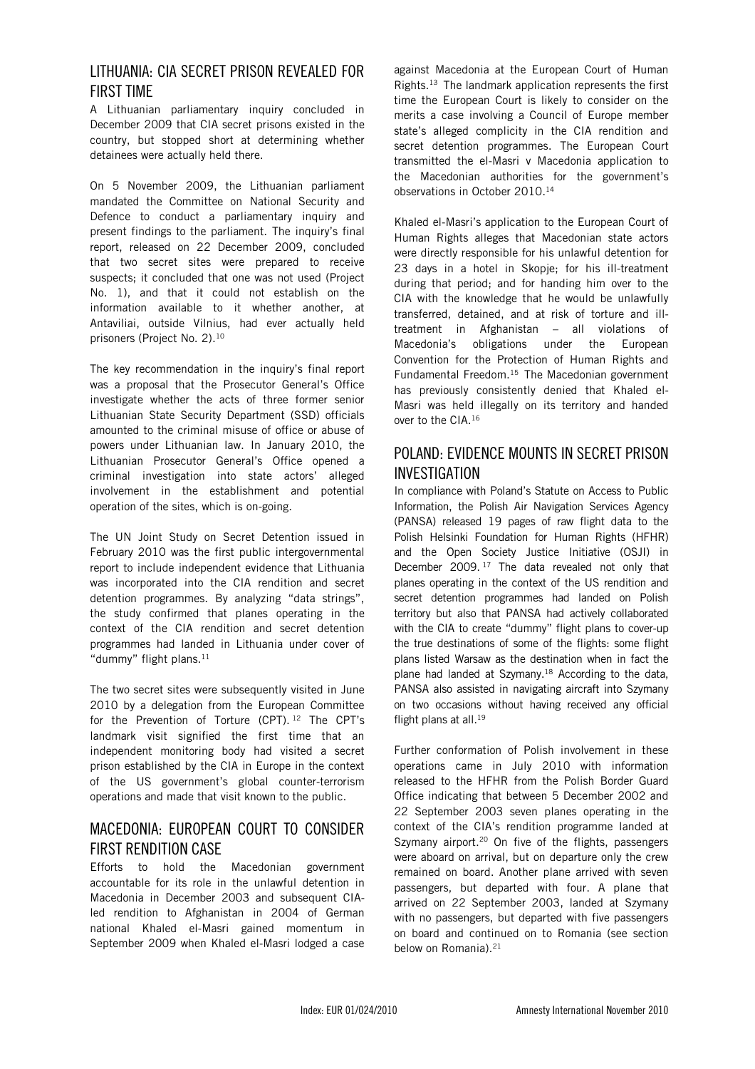## LITHUANIA: CIA SECRET PRISON REVEALED FOR FIRST TIME

A Lithuanian parliamentary inquiry concluded in December 2009 that CIA secret prisons existed in the country, but stopped short at determining whether detainees were actually held there.

On 5 November 2009, the Lithuanian parliament mandated the Committee on National Security and Defence to conduct a parliamentary inquiry and present findings to the parliament. The inquiry's final report, released on 22 December 2009, concluded that two secret sites were prepared to receive suspects; it concluded that one was not used (Project No. 1), and that it could not establish on the information available to it whether another, at Antaviliai, outside Vilnius, had ever actually held prisoners (Project No. 2).[10]

The key recommendation in the inquiry's final report was a proposal that the Prosecutor General's Office investigate whether the acts of three former senior Lithuanian State Security Department (SSD) officials amounted to the criminal misuse of office or abuse of powers under Lithuanian law. In January 2010, the Lithuanian Prosecutor General's Office opened a criminal investigation into state actors' alleged involvement in the establishment and potential operation of the sites, which is on-going.

The UN Joint Study on Secret Detention issued in February 2010 was the first public intergovernmental report to include independent evidence that Lithuania was incorporated into the CIA rendition and secret detention programmes. By analyzing "data strings", the study confirmed that planes operating in the context of the CIA rendition and secret detention programmes had landed in Lithuania under cover of "dummy" flight plans.[11]

The two secret sites were subsequently visited in June 2010 by a delegation from the European Committee for the Prevention of Torture (CPT).[12] The CPT's landmark visit signified the first time that an independent monitoring body had visited a secret prison established by the CIA in Europe in the context of the US government's global counter-terrorism operations and made that visit known to the public.

## MACEDONIA: EUROPEAN COURT TO CONSIDER FIRST RENDITION CASE

Efforts to hold the Macedonian government accountable for its role in the unlawful detention in Macedonia in December 2003 and subsequent CIA-led rendition to Afghanistan in 2004 of German national Khaled el-Masri gained momentum in September 2009 when Khaled el-Masri lodged a case against Macedonia at the European Court of Human Rights.[13] The landmark application represents the first time the European Court is likely to consider on the merits a case involving a Council of Europe member state's alleged complicity in the CIA rendition and secret detention programmes. The European Court transmitted the el-Masri v Macedonia application to the Macedonian authorities for the government's observations in October 2010.[14]

Khaled el-Masri's application to the European Court of Human Rights alleges that Macedonian state actors were directly responsible for his unlawful detention for 23 days in a hotel in Skopje; for his ill-treatment during that period; and for handing him over to the CIA with the knowledge that he would be unlawfully transferred, detained, and at risk of torture and ill-treatment in Afghanistan – all violations of Macedonia's obligations under the European Convention for the Protection of Human Rights and Fundamental Freedom.[15] The Macedonian government has previously consistently denied that Khaled el-Masri was held illegally on its territory and handed over to the CIA.[16]

## POLAND: EVIDENCE MOUNTS IN SECRET PRISON INVESTIGATION

In compliance with Poland's Statute on Access to Public Information, the Polish Air Navigation Services Agency (PANSA) released 19 pages of raw flight data to the Polish Helsinki Foundation for Human Rights (HFHR) and the Open Society Justice Initiative (OSJI) in December 2009.[17] The data revealed not only that planes operating in the context of the US rendition and secret detention programmes had landed on Polish territory but also that PANSA had actively collaborated with the CIA to create "dummy" flight plans to cover-up the true destinations of some of the flights: some flight plans listed Warsaw as the destination when in fact the plane had landed at Szymany.[18] According to the data, PANSA also assisted in navigating aircraft into Szymany on two occasions without having received any official flight plans at all.[19]

Further conformation of Polish involvement in these operations came in July 2010 with information released to the HFHR from the Polish Border Guard Office indicating that between 5 December 2002 and 22 September 2003 seven planes operating in the context of the CIA's rendition programme landed at Szymany airport.[20] On five of the flights, passengers were aboard on arrival, but on departure only the crew remained on board. Another plane arrived with seven passengers, but departed with four. A plane that arrived on 22 September 2003, landed at Szymany with no passengers, but departed with five passengers on board and continued on to Romania (see section below on Romania).[21]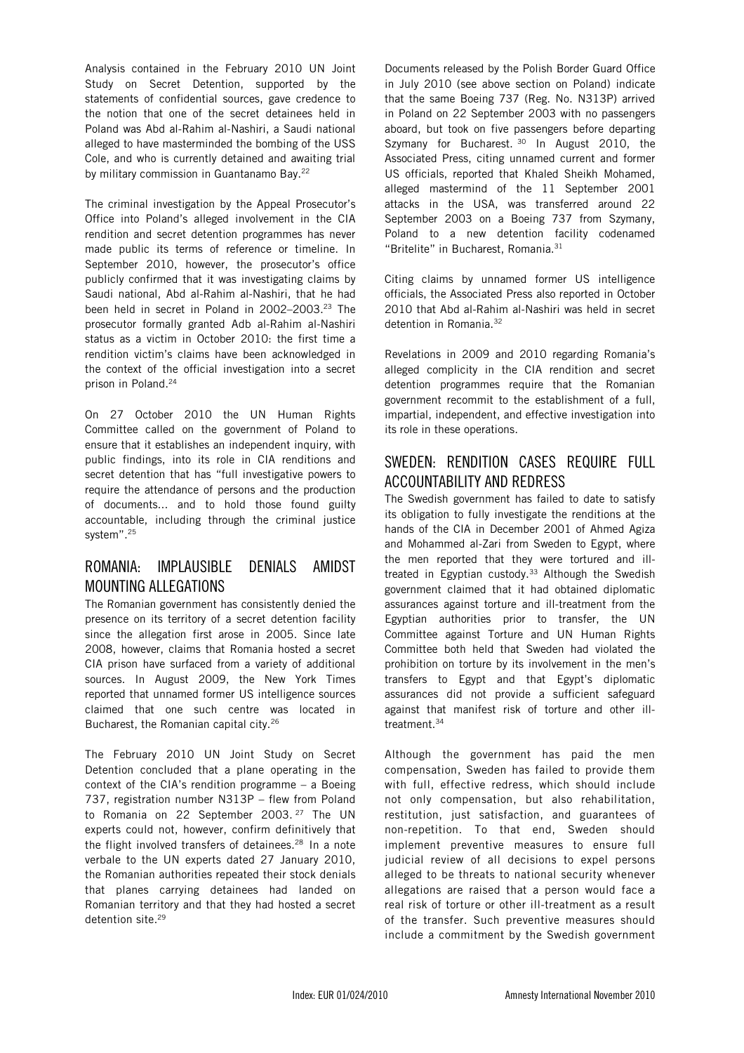Analysis contained in the February 2010 UN Joint Study on Secret Detention, supported by the statements of confidential sources, gave credence to the notion that one of the secret detainees held in Poland was Abd al-Rahim al-Nashiri, a Saudi national alleged to have masterminded the bombing of the USS Cole, and who is currently detained and awaiting trial by military commission in Guantanamo Bay.[22]

The criminal investigation by the Appeal Prosecutor's Office into Poland's alleged involvement in the CIA rendition and secret detention programmes has never made public its terms of reference or timeline. In September 2010, however, the prosecutor's office publicly confirmed that it was investigating claims by Saudi national, Abd al-Rahim al-Nashiri, that he had been held in secret in Poland in 2002–2003.[23] The prosecutor formally granted Adb al-Rahim al-Nashiri status as a victim in October 2010: the first time a rendition victim's claims have been acknowledged in the context of the official investigation into a secret prison in Poland.[24]

On 27 October 2010 the UN Human Rights Committee called on the government of Poland to ensure that it establishes an independent inquiry, with public findings, into its role in CIA renditions and secret detention that has "full investigative powers to require the attendance of persons and the production of documents... and to hold those found guilty accountable, including through the criminal justice system".[25]

## ROMANIA: IMPLAUSIBLE DENIALS AMIDST MOUNTING ALLEGATIONS

The Romanian government has consistently denied the presence on its territory of a secret detention facility since the allegation first arose in 2005. Since late 2008, however, claims that Romania hosted a secret CIA prison have surfaced from a variety of additional sources. In August 2009, the New York Times reported that unnamed former US intelligence sources claimed that one such centre was located in Bucharest, the Romanian capital city.[26]

The February 2010 UN Joint Study on Secret Detention concluded that a plane operating in the context of the CIA's rendition programme – a Boeing 737, registration number N313P – flew from Poland to Romania on 22 September 2003.[27] The UN experts could not, however, confirm definitively that the flight involved transfers of detainees.[28] In a note verbale to the UN experts dated 27 January 2010, the Romanian authorities repeated their stock denials that planes carrying detainees had landed on Romanian territory and that they had hosted a secret detention site.[29]

Documents released by the Polish Border Guard Office in July 2010 (see above section on Poland) indicate that the same Boeing 737 (Reg. No. N313P) arrived in Poland on 22 September 2003 with no passengers aboard, but took on five passengers before departing Szymany for Bucharest.[30] In August 2010, the Associated Press, citing unnamed current and former US officials, reported that Khaled Sheikh Mohamed, alleged mastermind of the 11 September 2001 attacks in the USA, was transferred around 22 September 2003 on a Boeing 737 from Szymany, Poland to a new detention facility codenamed "Britelite" in Bucharest, Romania.[31]

Citing claims by unnamed former US intelligence officials, the Associated Press also reported in October 2010 that Abd al-Rahim al-Nashiri was held in secret detention in Romania.[32]

Revelations in 2009 and 2010 regarding Romania's alleged complicity in the CIA rendition and secret detention programmes require that the Romanian government recommit to the establishment of a full, impartial, independent, and effective investigation into its role in these operations.

## SWEDEN: RENDITION CASES REQUIRE FULL ACCOUNTABILITY AND REDRESS

The Swedish government has failed to date to satisfy its obligation to fully investigate the renditions at the hands of the CIA in December 2001 of Ahmed Agiza and Mohammed al-Zari from Sweden to Egypt, where the men reported that they were tortured and ill-treated in Egyptian custody.[33] Although the Swedish government claimed that it had obtained diplomatic assurances against torture and ill-treatment from the Egyptian authorities prior to transfer, the UN Committee against Torture and UN Human Rights Committee both held that Sweden had violated the prohibition on torture by its involvement in the men's transfers to Egypt and that Egypt's diplomatic assurances did not provide a sufficient safeguard against that manifest risk of torture and other ill-treatment.[34]

Although the government has paid the men compensation, Sweden has failed to provide them with full, effective redress, which should include not only compensation, but also rehabilitation, restitution, just satisfaction, and guarantees of non-repetition. To that end, Sweden should implement preventive measures to ensure full judicial review of all decisions to expel persons alleged to be threats to national security whenever allegations are raised that a person would face a real risk of torture or other ill-treatment as a result of the transfer. Such preventive measures should include a commitment by the Swedish government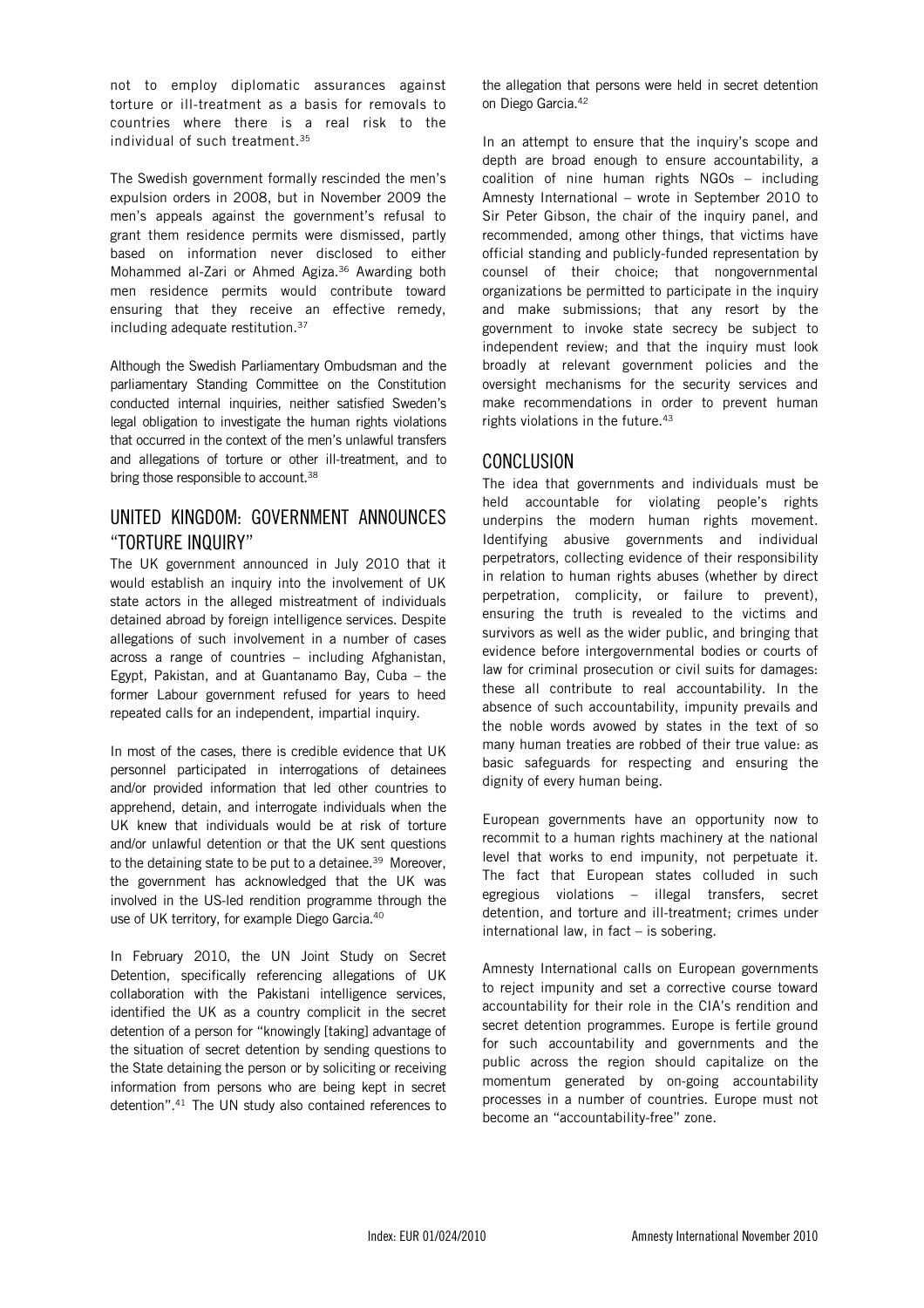not to employ diplomatic assurances against torture or ill-treatment as a basis for removals to countries where there is a real risk to the individual of such treatment.[35]

The Swedish government formally rescinded the men's expulsion orders in 2008, but in November 2009 the men's appeals against the government's refusal to grant them residence permits were dismissed, partly based on information never disclosed to either Mohammed al-Zari or Ahmed Agiza.[36] Awarding both men residence permits would contribute toward ensuring that they receive an effective remedy, including adequate restitution.[37]

Although the Swedish Parliamentary Ombudsman and the parliamentary Standing Committee on the Constitution conducted internal inquiries, neither satisfied Sweden's legal obligation to investigate the human rights violations that occurred in the context of the men's unlawful transfers and allegations of torture or other ill-treatment, and to bring those responsible to account.[38]

## UNITED KINGDOM: GOVERNMENT ANNOUNCES "TORTURE INQUIRY"

The UK government announced in July 2010 that it would establish an inquiry into the involvement of UK state actors in the alleged mistreatment of individuals detained abroad by foreign intelligence services. Despite allegations of such involvement in a number of cases across a range of countries – including Afghanistan, Egypt, Pakistan, and at Guantanamo Bay, Cuba – the former Labour government refused for years to heed repeated calls for an independent, impartial inquiry.

In most of the cases, there is credible evidence that UK personnel participated in interrogations of detainees and/or provided information that led other countries to apprehend, detain, and interrogate individuals when the UK knew that individuals would be at risk of torture and/or unlawful detention or that the UK sent questions to the detaining state to be put to a detainee.[39] Moreover, the government has acknowledged that the UK was involved in the US-led rendition programme through the use of UK territory, for example Diego Garcia.[40]

In February 2010, the UN Joint Study on Secret Detention, specifically referencing allegations of UK collaboration with the Pakistani intelligence services, identified the UK as a country complicit in the secret detention of a person for "knowingly [taking] advantage of the situation of secret detention by sending questions to the State detaining the person or by soliciting or receiving information from persons who are being kept in secret detention".[41] The UN study also contained references to the allegation that persons were held in secret detention on Diego Garcia.[42]

In an attempt to ensure that the inquiry's scope and depth are broad enough to ensure accountability, a coalition of nine human rights NGOs – including Amnesty International – wrote in September 2010 to Sir Peter Gibson, the chair of the inquiry panel, and recommended, among other things, that victims have official standing and publicly-funded representation by counsel of their choice; that nongovernmental organizations be permitted to participate in the inquiry and make submissions; that any resort by the government to invoke state secrecy be subject to independent review; and that the inquiry must look broadly at relevant government policies and the oversight mechanisms for the security services and make recommendations in order to prevent human rights violations in the future.[43]

## CONCLUSION

The idea that governments and individuals must be held accountable for violating people's rights underpins the modern human rights movement. Identifying abusive governments and individual perpetrators, collecting evidence of their responsibility in relation to human rights abuses (whether by direct perpetration, complicity, or failure to prevent), ensuring the truth is revealed to the victims and survivors as well as the wider public, and bringing that evidence before intergovernmental bodies or courts of law for criminal prosecution or civil suits for damages: these all contribute to real accountability. In the absence of such accountability, impunity prevails and the noble words avowed by states in the text of so many human treaties are robbed of their true value: as basic safeguards for respecting and ensuring the dignity of every human being.

European governments have an opportunity now to recommit to a human rights machinery at the national level that works to end impunity, not perpetuate it. The fact that European states colluded in such egregious violations – illegal transfers, secret detention, and torture and ill-treatment; crimes under international law, in fact – is sobering.

Amnesty International calls on European governments to reject impunity and set a corrective course toward accountability for their role in the CIA's rendition and secret detention programmes. Europe is fertile ground for such accountability and governments and the public across the region should capitalize on the momentum generated by on-going accountability processes in a number of countries. Europe must not become an "accountability-free" zone.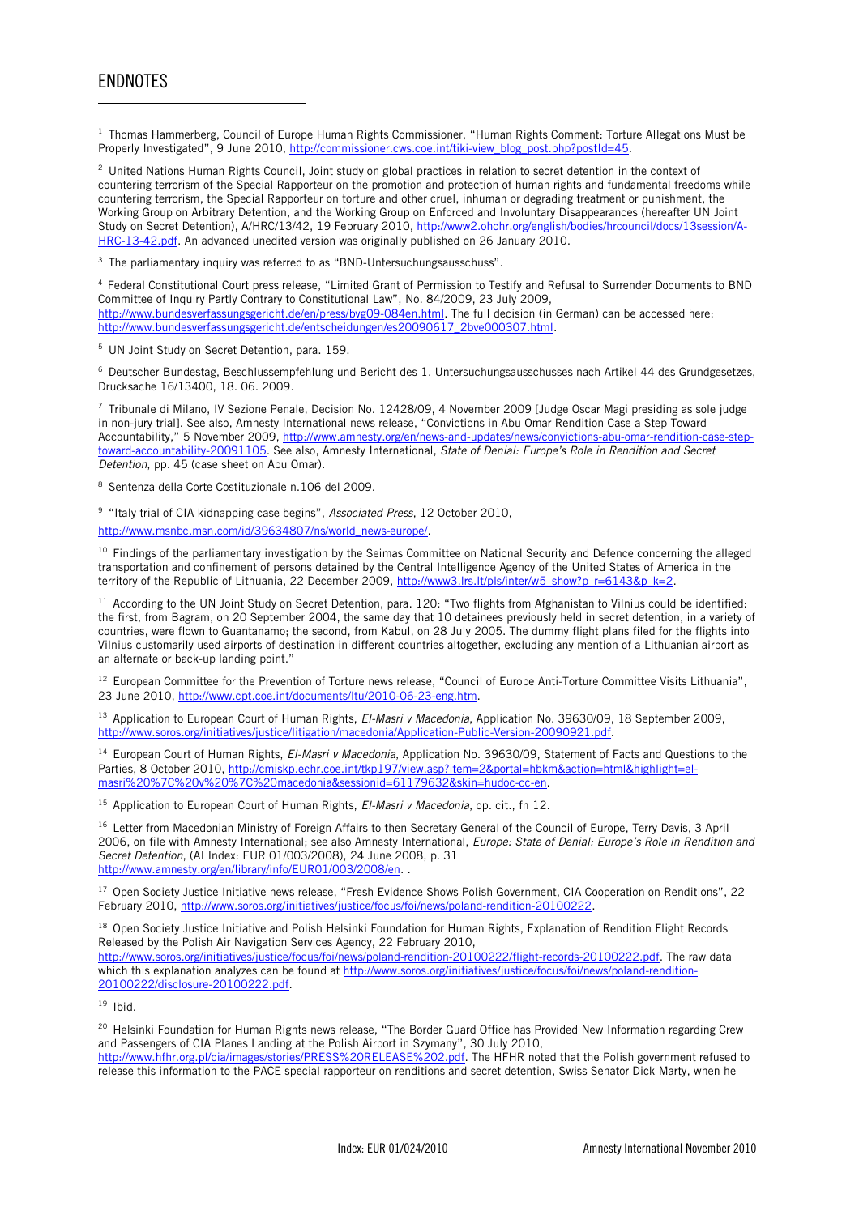# ENDNOTES

[1] Thomas Hammerberg, Council of Europe Human Rights Commissioner, "Human Rights Comment: Torture Allegations Must be Properly Investigated", 9 June 2010, http://commissioner.cws.coe.int/tiki-view_blog_post.php?postId=45.

[2] United Nations Human Rights Council, Joint study on global practices in relation to secret detention in the context of countering terrorism of the Special Rapporteur on the promotion and protection of human rights and fundamental freedoms while countering terrorism, the Special Rapporteur on torture and other cruel, inhuman or degrading treatment or punishment, the Working Group on Arbitrary Detention, and the Working Group on Enforced and Involuntary Disappearances (hereafter UN Joint Study on Secret Detention), A/HRC/13/42, 19 February 2010, http://www2.ohchr.org/english/bodies/hrcouncil/docs/13session/A-HRC-13-42.pdf. An advanced unedited version was originally published on 26 January 2010.

[3] The parliamentary inquiry was referred to as "BND-Untersuchungsausschuss".

[4] Federal Constitutional Court press release, "Limited Grant of Permission to Testify and Refusal to Surrender Documents to BND Committee of Inquiry Partly Contrary to Constitutional Law", No. 84/2009, 23 July 2009, http://www.bundesverfassungsgericht.de/en/press/bvg09-084en.html. The full decision (in German) can be accessed here: http://www.bundesverfassungsgericht.de/entscheidungen/es20090617_2bve000307.html.

[5] UN Joint Study on Secret Detention, para. 159.

[6] Deutscher Bundestag, Beschlussempfehlung und Bericht des 1. Untersuchungsausschusses nach Artikel 44 des Grundgesetzes, Drucksache 16/13400, 18. 06. 2009.

[7] Tribunale di Milano, IV Sezione Penale, Decision No. 12428/09, 4 November 2009 [Judge Oscar Magi presiding as sole judge in non-jury trial]. See also, Amnesty International news release, "Convictions in Abu Omar Rendition Case a Step Toward Accountability," 5 November 2009, http://www.amnesty.org/en/news-and-updates/news/convictions-abu-omar-rendition-case-step-toward-accountability-20091105. See also, Amnesty International, *State of Denial: Europe's Role in Rendition and Secret Detention*, pp. 45 (case sheet on Abu Omar).

[8] Sentenza della Corte Costituzionale n.106 del 2009.

[9] "Italy trial of CIA kidnapping case begins", *Associated Press*, 12 October 2010, http://www.msnbc.msn.com/id/39634807/ns/world_news-europe/.

[10] Findings of the parliamentary investigation by the Seimas Committee on National Security and Defence concerning the alleged transportation and confinement of persons detained by the Central Intelligence Agency of the United States of America in the territory of the Republic of Lithuania, 22 December 2009, http://www3.lrs.lt/pls/inter/w5_show?p_r=6143&p_k=2.

[11] According to the UN Joint Study on Secret Detention, para. 120: "Two flights from Afghanistan to Vilnius could be identified: the first, from Bagram, on 20 September 2004, the same day that 10 detainees previously held in secret detention, in a variety of countries, were flown to Guantanamo; the second, from Kabul, on 28 July 2005. The dummy flight plans filed for the flights into Vilnius customarily used airports of destination in different countries altogether, excluding any mention of a Lithuanian airport as an alternate or back-up landing point."

[12] European Committee for the Prevention of Torture news release, "Council of Europe Anti-Torture Committee Visits Lithuania", 23 June 2010, http://www.cpt.coe.int/documents/ltu/2010-06-23-eng.htm.

[13] Application to European Court of Human Rights, *El-Masri v Macedonia*, Application No. 39630/09, 18 September 2009, http://www.soros.org/initiatives/justice/litigation/macedonia/Application-Public-Version-20090921.pdf.

[14] European Court of Human Rights, *El-Masri v Macedonia*, Application No. 39630/09, Statement of Facts and Questions to the Parties, 8 October 2010, http://cmiskp.echr.coe.int/tkp197/view.asp?item=2&portal=hbkm&action=html&highlight=el-masri%20%7C%20v%20%7C%20macedonia&sessionid=61179632&skin=hudoc-cc-en.

[15] Application to European Court of Human Rights, *El-Masri v Macedonia*, op. cit., fn 12.

[16] Letter from Macedonian Ministry of Foreign Affairs to then Secretary General of the Council of Europe, Terry Davis, 3 April 2006, on file with Amnesty International; see also Amnesty International, *Europe: State of Denial: Europe's Role in Rendition and Secret Detention*, (AI Index: EUR 01/003/2008), 24 June 2008, p. 31 http://www.amnesty.org/en/library/info/EUR01/003/2008/en. .

[17] Open Society Justice Initiative news release, "Fresh Evidence Shows Polish Government, CIA Cooperation on Renditions", 22 February 2010, http://www.soros.org/initiatives/justice/focus/foi/news/poland-rendition-20100222.

[18] Open Society Justice Initiative and Polish Helsinki Foundation for Human Rights, Explanation of Rendition Flight Records Released by the Polish Air Navigation Services Agency, 22 February 2010, http://www.soros.org/initiatives/justice/focus/foi/news/poland-rendition-20100222/flight-records-20100222.pdf. The raw data which this explanation analyzes can be found at http://www.soros.org/initiatives/justice/focus/foi/news/poland-rendition-20100222/disclosure-20100222.pdf.

[19] Ibid.

[20] Helsinki Foundation for Human Rights news release, "The Border Guard Office has Provided New Information regarding Crew and Passengers of CIA Planes Landing at the Polish Airport in Szymany", 30 July 2010, http://www.hfhr.org.pl/cia/images/stories/PRESS%20RELEASE%202.pdf. The HFHR noted that the Polish government refused to release this information to the PACE special rapporteur on renditions and secret detention, Swiss Senator Dick Marty, when he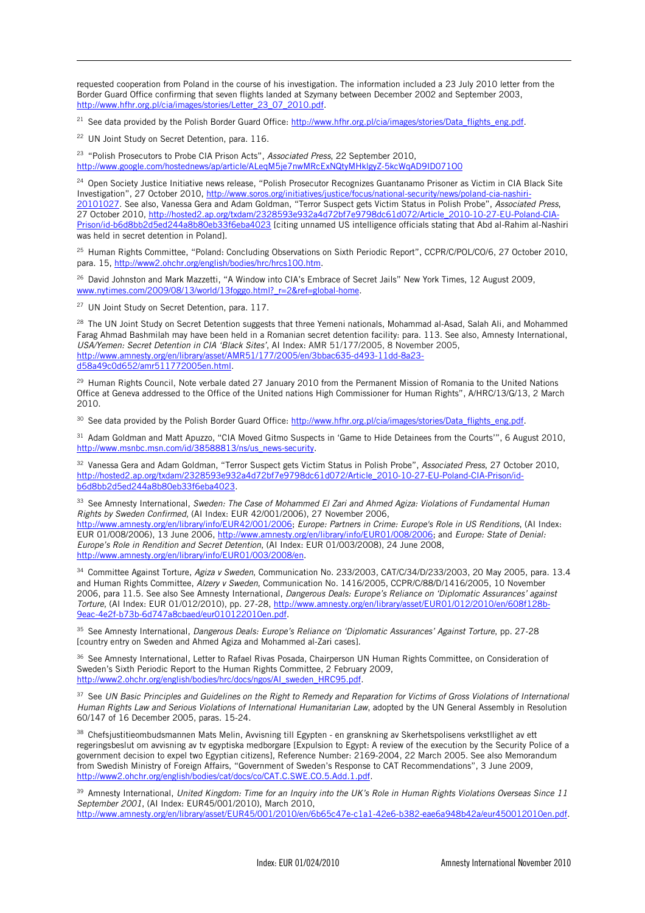requested cooperation from Poland in the course of his investigation. The information included a 23 July 2010 letter from the Border Guard Office confirming that seven flights landed at Szymany between December 2002 and September 2003, http://www.hfhr.org.pl/cia/images/stories/Letter_23_07_2010.pdf.

[21] See data provided by the Polish Border Guard Office: http://www.hfhr.org.pl/cia/images/stories/Data_flights_eng.pdf.

[22] UN Joint Study on Secret Detention, para. 116.

[23] "Polish Prosecutors to Probe CIA Prison Acts", *Associated Press*, 22 September 2010, http://www.google.com/hostednews/ap/article/ALeqM5je7nwMRcExNQtyMHklgyZ-5kcWqAD9ID071O0

[24] Open Society Justice Initiative news release, "Polish Prosecutor Recognizes Guantanamo Prisoner as Victim in CIA Black Site Investigation", 27 October 2010, http://www.soros.org/initiatives/justice/focus/national-security/news/poland-cia-nashiri-20101027. See also, Vanessa Gera and Adam Goldman, "Terror Suspect gets Victim Status in Polish Probe", *Associated Press*, 27 October 2010, http://hosted2.ap.org/txdam/2328593e932a4d72bf7e9798dc61d072/Article_2010-10-27-EU-Poland-CIA-Prison/id-b6d8bb2d5ed244a8b80eb33f6eba4023 [citing unnamed US intelligence officials stating that Abd al-Rahim al-Nashiri was held in secret detention in Poland].

[25] Human Rights Committee, "Poland: Concluding Observations on Sixth Periodic Report", CCPR/C/POL/CO/6, 27 October 2010, para. 15, http://www2.ohchr.org/english/bodies/hrc/hrcs100.htm.

[26] David Johnston and Mark Mazzetti, "A Window into CIA's Embrace of Secret Jails" New York Times, 12 August 2009, www.nytimes.com/2009/08/13/world/13foggo.html?_r=2&ref=global-home.

[27] UN Joint Study on Secret Detention, para. 117.

[28] The UN Joint Study on Secret Detention suggests that three Yemeni nationals, Mohammad al-Asad, Salah Ali, and Mohammed Farag Ahmad Bashmilah may have been held in a Romanian secret detention facility: para. 113. See also, Amnesty International, *USA/Yemen: Secret Detention in CIA 'Black Sites'*, AI Index: AMR 51/177/2005, 8 November 2005, http://www.amnesty.org/en/library/asset/AMR51/177/2005/en/3bbac635-d493-11dd-8a23-d58a49c0d652/amr511772005en.html.

[29] Human Rights Council, Note verbale dated 27 January 2010 from the Permanent Mission of Romania to the United Nations Office at Geneva addressed to the Office of the United nations High Commissioner for Human Rights", A/HRC/13/G/13, 2 March 2010.

[30] See data provided by the Polish Border Guard Office: http://www.hfhr.org.pl/cia/images/stories/Data_flights_eng.pdf.

[31] Adam Goldman and Matt Apuzzo, "CIA Moved Gitmo Suspects in 'Game to Hide Detainees from the Courts'", 6 August 2010, http://www.msnbc.msn.com/id/38588813/ns/us_news-security.

[32] Vanessa Gera and Adam Goldman, "Terror Suspect gets Victim Status in Polish Probe", *Associated Press*, 27 October 2010, http://hosted2.ap.org/txdam/2328593e932a4d72bf7e9798dc61d072/Article_2010-10-27-EU-Poland-CIA-Prison/id-b6d8bb2d5ed244a8b80eb33f6eba4023.

[33] See Amnesty International, *Sweden: The Case of Mohammed El Zari and Ahmed Agiza: Violations of Fundamental Human Rights by Sweden Confirmed*, (AI Index: EUR 42/001/2006), 27 November 2006, http://www.amnesty.org/en/library/info/EUR42/001/2006; *Europe: Partners in Crime: Europe's Role in US Renditions*, (AI Index: EUR 01/008/2006), 13 June 2006, http://www.amnesty.org/en/library/info/EUR01/008/2006; and *Europe: State of Denial: Europe's Role in Rendition and Secret Detention*, (AI Index: EUR 01/003/2008), 24 June 2008, http://www.amnesty.org/en/library/info/EUR01/003/2008/en.

[34] Committee Against Torture, *Agiza v Sweden*, Communication No. 233/2003, CAT/C/34/D/233/2003, 20 May 2005, para. 13.4 and Human Rights Committee, *Alzery v Sweden*, Communication No. 1416/2005, CCPR/C/88/D/1416/2005, 10 November 2006, para 11.5. See also See Amnesty International, *Dangerous Deals: Europe's Reliance on 'Diplomatic Assurances' against Torture*, (AI Index: EUR 01/012/2010), pp. 27-28, http://www.amnesty.org/en/library/asset/EUR01/012/2010/en/608f128b-9eac-4e2f-b73b-6d747a8cbaed/eur010122010en.pdf.

[35] See Amnesty International, *Dangerous Deals: Europe's Reliance on 'Diplomatic Assurances' Against Torture*, pp. 27-28 [country entry on Sweden and Ahmed Agiza and Mohammed al-Zari cases].

[36] See Amnesty International, Letter to Rafael Rivas Posada, Chairperson UN Human Rights Committee, on Consideration of Sweden's Sixth Periodic Report to the Human Rights Committee, 2 February 2009, http://www2.ohchr.org/english/bodies/hrc/docs/ngos/AI_sweden_HRC95.pdf.

[37] See *UN Basic Principles and Guidelines on the Right to Remedy and Reparation for Victims of Gross Violations of International Human Rights Law and Serious Violations of International Humanitarian Law*, adopted by the UN General Assembly in Resolution 60/147 of 16 December 2005, paras. 15-24.

[38] Chefsjustitieombudsmannen Mats Melin, Avvisning till Egypten - en granskning av Skerhetspolisens verkstllighet av ett regeringsbeslut om avvisning av tv egyptiska medborgare [Expulsion to Egypt: A review of the execution by the Security Police of a government decision to expel two Egyptian citizens], Reference Number: 2169-2004, 22 March 2005. See also Memorandum from Swedish Ministry of Foreign Affairs, "Government of Sweden's Response to CAT Recommendations", 3 June 2009, http://www2.ohchr.org/english/bodies/cat/docs/co/CAT.C.SWE.CO.5.Add.1.pdf.

[39] Amnesty International, *United Kingdom: Time for an Inquiry into the UK's Role in Human Rights Violations Overseas Since 11 September 2001*, (AI Index: EUR45/001/2010), March 2010, http://www.amnesty.org/en/library/asset/EUR45/001/2010/en/6b65c47e-c1a1-42e6-b382-eae6a948b42a/eur450012010en.pdf.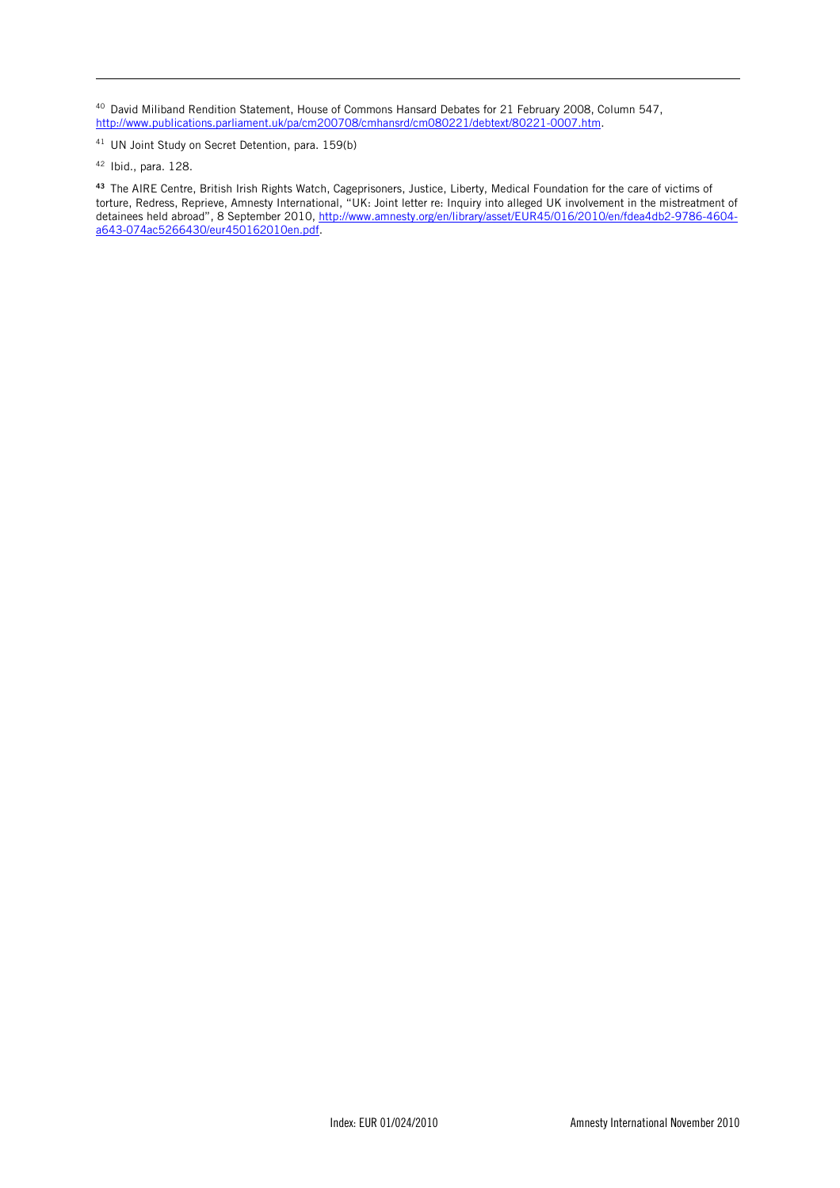[40] David Miliband Rendition Statement, House of Commons Hansard Debates for 21 February 2008, Column 547, http://www.publications.parliament.uk/pa/cm200708/cmhansrd/cm080221/debtext/80221-0007.htm.

[41] UN Joint Study on Secret Detention, para. 159(b)

[42] Ibid., para. 128.

[43] The AIRE Centre, British Irish Rights Watch, Cageprisoners, Justice, Liberty, Medical Foundation for the care of victims of torture, Redress, Reprieve, Amnesty International, "UK: Joint letter re: Inquiry into alleged UK involvement in the mistreatment of detainees held abroad", 8 September 2010, http://www.amnesty.org/en/library/asset/EUR45/016/2010/en/fdea4db2-9786-4604-a643-074ac5266430/eur450162010en.pdf.